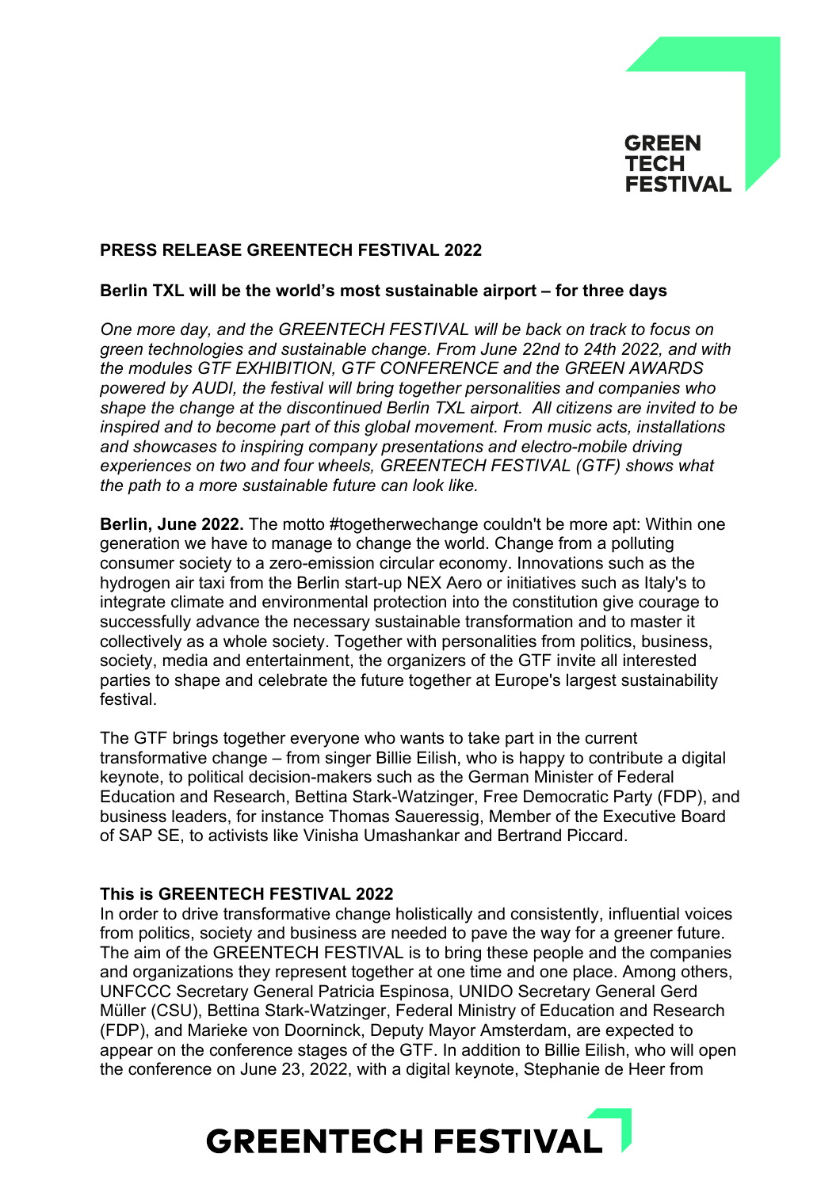**PRESS RELEASE GREENTECH FESTIVAL 2022**

**Berlin TXL will be the world's most sustainable airport – for three days**

*One more day, and the GREENTECH FESTIVAL will be back on track to focus on green technologies and sustainable change. From June 22nd to 24th 2022, and with the modules GTF EXHIBITION, GTF CONFERENCE and the GREEN AWARDS powered by AUDI, the festival will bring together personalities and companies who shape the change at the discontinued Berlin TXL airport. All citizens are invited to be inspired and to become part of this global movement. From music acts, installations and showcases to inspiring company presentations and electro-mobile driving experiences on two and four wheels, GREENTECH FESTIVAL (GTF) shows what the path to a more sustainable future can look like.*

**Berlin, June 2022.** The motto #togetherwechange couldn't be more apt: Within one generation we have to manage to change the world. Change from a polluting consumer society to a zero-emission circular economy. Innovations such as the hydrogen air taxi from the Berlin start-up NEX Aero or initiatives such as Italy's to integrate climate and environmental protection into the constitution give courage to successfully advance the necessary sustainable transformation and to master it collectively as a whole society. Together with personalities from politics, business, society, media and entertainment, the organizers of the GTF invite all interested parties to shape and celebrate the future together at Europe's largest sustainability festival.

The GTF brings together everyone who wants to take part in the current transformative change – from singer Billie Eilish, who is happy to contribute a digital keynote, to political decision-makers such as the German Minister of Federal Education and Research, Bettina Stark-Watzinger, Free Democratic Party (FDP), and business leaders, for instance Thomas Saueressig, Member of the Executive Board of SAP SE, to activists like Vinisha Umashankar and Bertrand Piccard.

**This is GREENTECH FESTIVAL 2022**

In order to drive transformative change holistically and consistently, influential voices from politics, society and business are needed to pave the way for a greener future. The aim of the GREENTECH FESTIVAL is to bring these people and the companies and organizations they represent together at one time and one place. Among others, UNFCCC Secretary General Patricia Espinosa, UNIDO Secretary General Gerd Müller (CSU), Bettina Stark-Watzinger, Federal Ministry of Education and Research (FDP), and Marieke von Doorninck, Deputy Mayor Amsterdam, are expected to appear on the conference stages of the GTF. In addition to Billie Eilish, who will open the conference on June 23, 2022, with a digital keynote, Stephanie de Heer from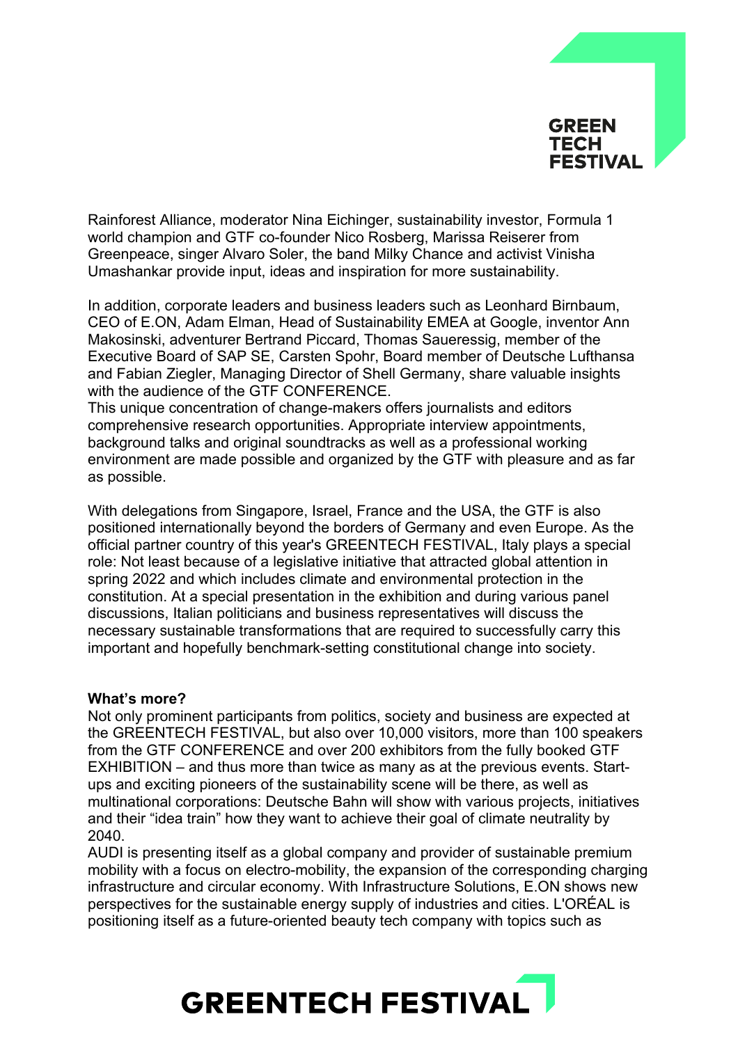Rainforest Alliance, moderator Nina Eichinger, sustainability investor, Formula 1 world champion and GTF co-founder Nico Rosberg, Marissa Reiserer from Greenpeace, singer Alvaro Soler, the band Milky Chance and activist Vinisha Umashankar provide input, ideas and inspiration for more sustainability.

In addition, corporate leaders and business leaders such as Leonhard Birnbaum, CEO of E.ON, Adam Elman, Head of Sustainability EMEA at Google, inventor Ann Makosinski, adventurer Bertrand Piccard, Thomas Saueressig, member of the Executive Board of SAP SE, Carsten Spohr, Board member of Deutsche Lufthansa and Fabian Ziegler, Managing Director of Shell Germany, share valuable insights with the audience of the GTF CONFERENCE.
This unique concentration of change-makers offers journalists and editors comprehensive research opportunities. Appropriate interview appointments, background talks and original soundtracks as well as a professional working environment are made possible and organized by the GTF with pleasure and as far as possible.

With delegations from Singapore, Israel, France and the USA, the GTF is also positioned internationally beyond the borders of Germany and even Europe. As the official partner country of this year's GREENTECH FESTIVAL, Italy plays a special role: Not least because of a legislative initiative that attracted global attention in spring 2022 and which includes climate and environmental protection in the constitution. At a special presentation in the exhibition and during various panel discussions, Italian politicians and business representatives will discuss the necessary sustainable transformations that are required to successfully carry this important and hopefully benchmark-setting constitutional change into society.

**What's more?**
Not only prominent participants from politics, society and business are expected at the GREENTECH FESTIVAL, but also over 10,000 visitors, more than 100 speakers from the GTF CONFERENCE and over 200 exhibitors from the fully booked GTF EXHIBITION – and thus more than twice as many as at the previous events. Start-ups and exciting pioneers of the sustainability scene will be there, as well as multinational corporations: Deutsche Bahn will show with various projects, initiatives and their "idea train" how they want to achieve their goal of climate neutrality by 2040.
AUDI is presenting itself as a global company and provider of sustainable premium mobility with a focus on electro-mobility, the expansion of the corresponding charging infrastructure and circular economy. With Infrastructure Solutions, E.ON shows new perspectives for the sustainable energy supply of industries and cities. L'ORÉAL is positioning itself as a future-oriented beauty tech company with topics such as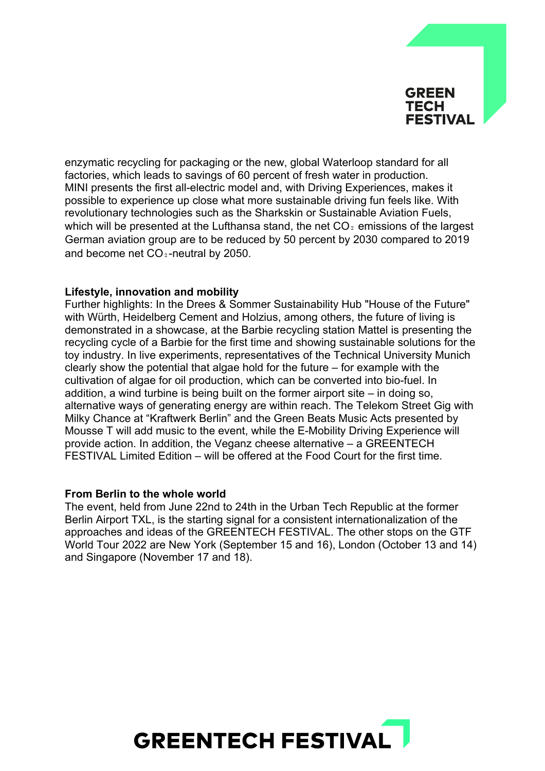enzymatic recycling for packaging or the new, global Waterloop standard for all factories, which leads to savings of 60 percent of fresh water in production. MINI presents the first all-electric model and, with Driving Experiences, makes it possible to experience up close what more sustainable driving fun feels like. With revolutionary technologies such as the Sharkskin or Sustainable Aviation Fuels, which will be presented at the Lufthansa stand, the net $CO_2$ emissions of the largest German aviation group are to be reduced by 50 percent by 2030 compared to 2019 and become net $CO_2$-neutral by 2050.

**Lifestyle, innovation and mobility**

Further highlights: In the Drees & Sommer Sustainability Hub "House of the Future" with Würth, Heidelberg Cement and Holzius, among others, the future of living is demonstrated in a showcase, at the Barbie recycling station Mattel is presenting the recycling cycle of a Barbie for the first time and showing sustainable solutions for the toy industry. In live experiments, representatives of the Technical University Munich clearly show the potential that algae hold for the future – for example with the cultivation of algae for oil production, which can be converted into bio-fuel. In addition, a wind turbine is being built on the former airport site – in doing so, alternative ways of generating energy are within reach. The Telekom Street Gig with Milky Chance at "Kraftwerk Berlin" and the Green Beats Music Acts presented by Mousse T will add music to the event, while the E-Mobility Driving Experience will provide action. In addition, the Veganz cheese alternative – a GREENTECH FESTIVAL Limited Edition – will be offered at the Food Court for the first time.

**From Berlin to the whole world**

The event, held from June 22nd to 24th in the Urban Tech Republic at the former Berlin Airport TXL, is the starting signal for a consistent internationalization of the approaches and ideas of the GREENTECH FESTIVAL. The other stops on the GTF World Tour 2022 are New York (September 15 and 16), London (October 13 and 14) and Singapore (November 17 and 18).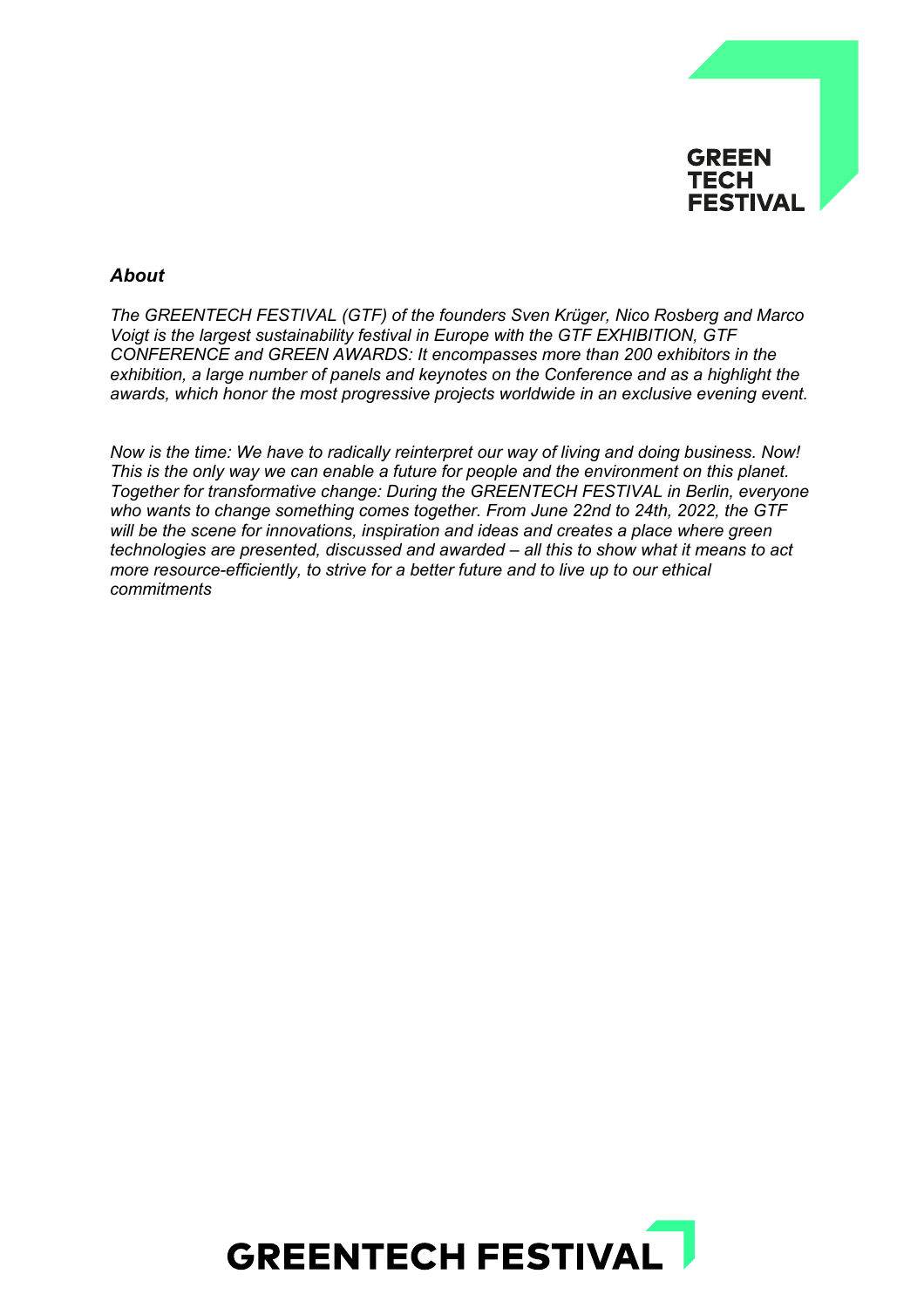### *About*

*The GREENTECH FESTIVAL (GTF) of the founders Sven Krüger, Nico Rosberg and Marco Voigt is the largest sustainability festival in Europe with the GTF EXHIBITION, GTF CONFERENCE and GREEN AWARDS: It encompasses more than 200 exhibitors in the exhibition, a large number of panels and keynotes on the Conference and as a highlight the awards, which honor the most progressive projects worldwide in an exclusive evening event.*

*Now is the time: We have to radically reinterpret our way of living and doing business. Now! This is the only way we can enable a future for people and the environment on this planet. Together for transformative change: During the GREENTECH FESTIVAL in Berlin, everyone who wants to change something comes together. From June 22nd to 24th, 2022, the GTF will be the scene for innovations, inspiration and ideas and creates a place where green technologies are presented, discussed and awarded – all this to show what it means to act more resource-efficiently, to strive for a better future and to live up to our ethical commitments*